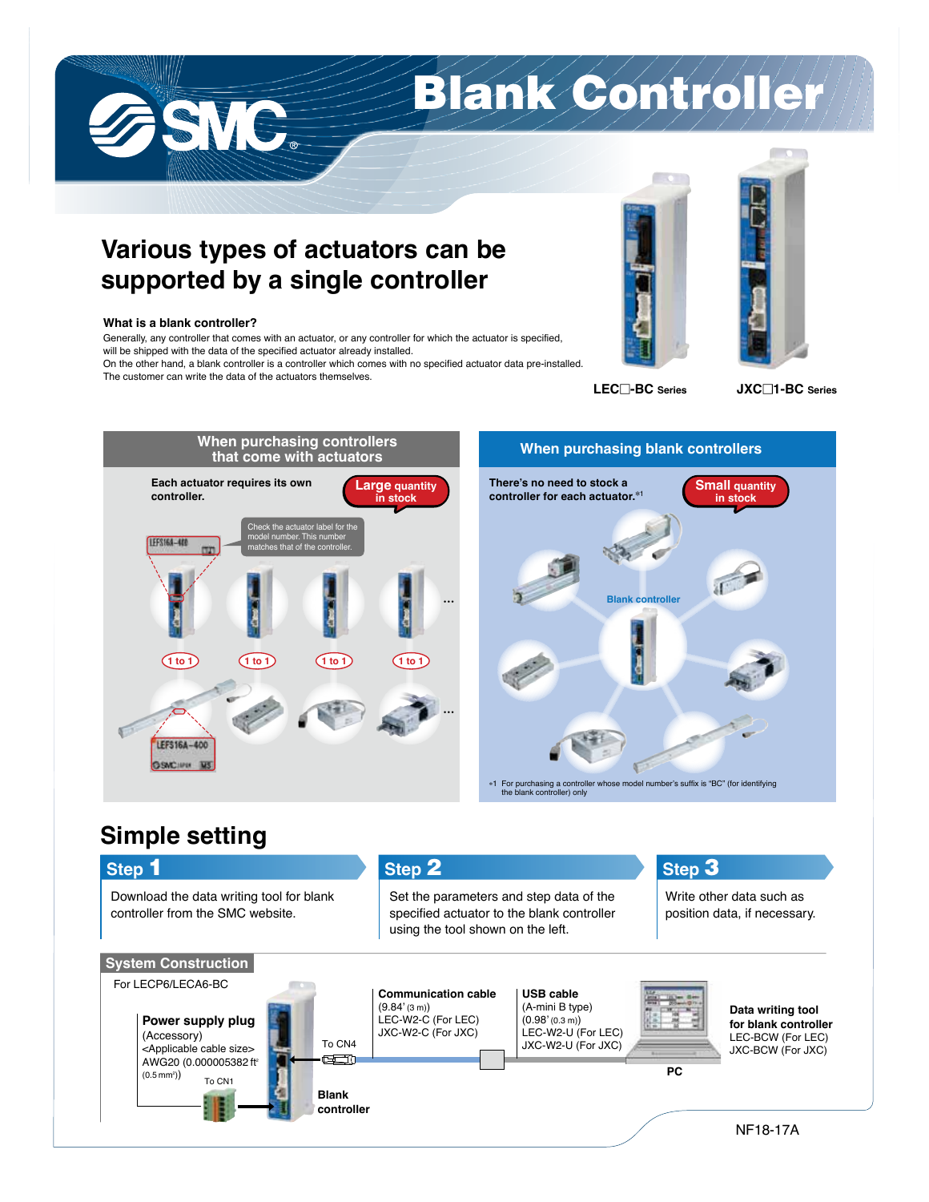# Blank Controller

SMC

## Various types of actuators can be supported by a single controller

**What is a blank controller?**

Generally, any controller that comes with an actuator, or any controller for which the actuator is specified, will be shipped with the data of the specified actuator already installed.
On the other hand, a blank controller is a controller which comes with no specified actuator data pre-installed.
The customer can write the data of the actuators themselves.

**LEC□-BC Series** **JXC□1-BC Series**

### When purchasing controllers that come with actuators

Each actuator requires its own controller. — **Large quantity in stock**

Check the actuator label for the model number. This number matches that of the controller.

LEFS16A-400

1 to 1 | 1 to 1 | 1 to 1 | 1 to 1 ...

### When purchasing blank controllers

There's no need to stock a controller for each actuator.*1 — **Small quantity in stock**

Blank controller

*1 For purchasing a controller whose model number's suffix is "BC" (for identifying the blank controller) only

## Simple setting

**Step 1**
Download the data writing tool for blank controller from the SMC website.

**Step 2**
Set the parameters and step data of the specified actuator to the blank controller using the tool shown on the left.

**Step 3**
Write other data such as position data, if necessary.

### System Construction

For LECP6/LECA6-BC

**Power supply plug**
(Accessory)
<Applicable cable size>
AWG20 (0.000005382 ft² (0.5 mm²))

To CN1

To CN4

**Blank controller**

**Communication cable**
(9.84' (3 m))
LEC-W2-C (For LEC)
JXC-W2-C (For JXC)

**USB cable**
(A-mini B type)
(0.98' (0.3 m))
LEC-W2-U (For LEC)
JXC-W2-U (For JXC)

**PC**

**Data writing tool for blank controller**
LEC-BCW (For LEC)
JXC-BCW (For JXC)

NF18-17A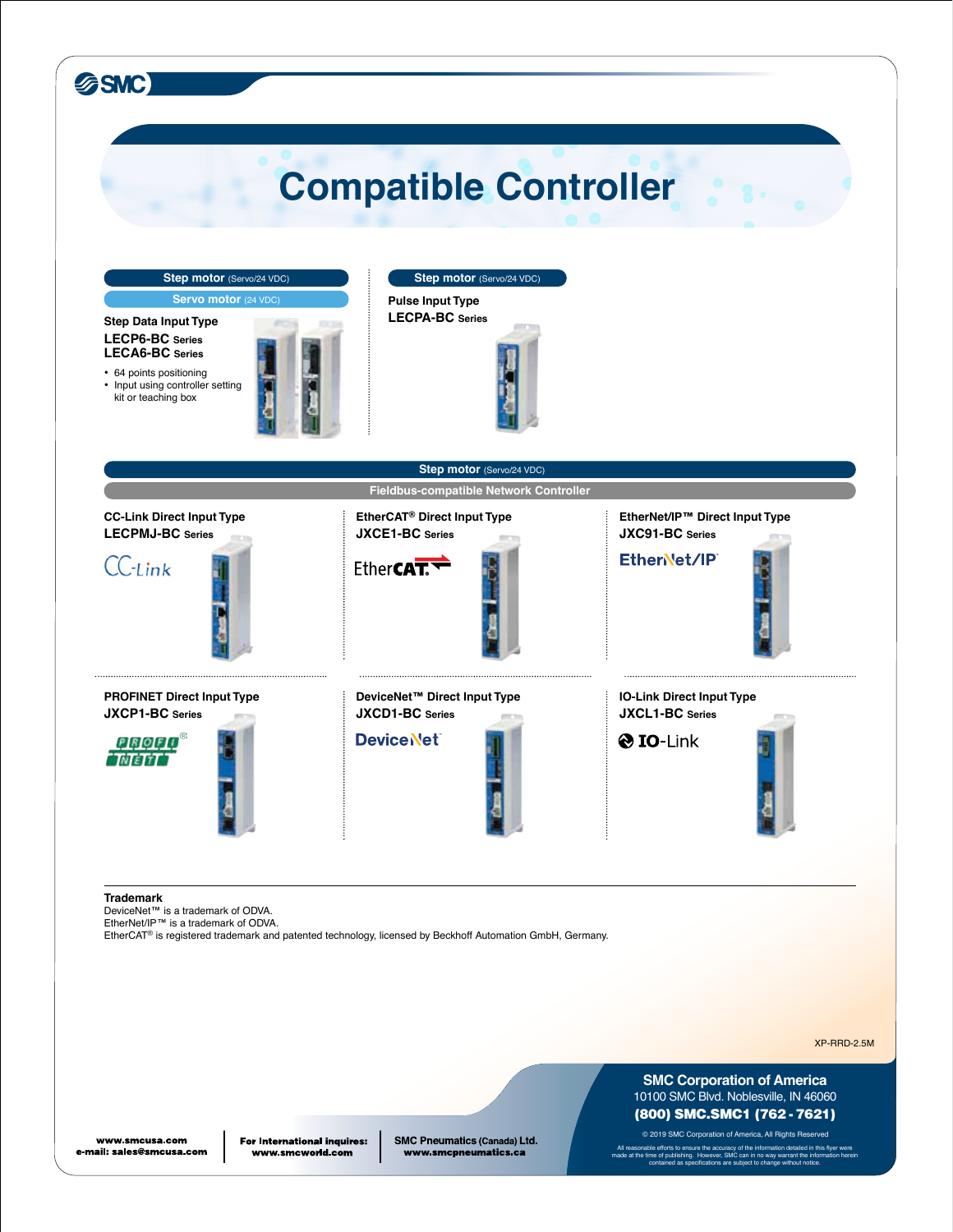# Compatible Controller

**Step motor** (Servo/24 VDC)

**Servo motor** (24 VDC)

**Step Data Input Type**

**LECP6-BC** Series

**LECA6-BC** Series

- 64 points positioning
- Input using controller setting kit or teaching box

**Step motor** (Servo/24 VDC)

**Pulse Input Type**

**LECPA-BC** Series

**Step motor** (Servo/24 VDC)

**Fieldbus-compatible Network Controller**

**CC-Link Direct Input Type**

**LECPMJ-BC** Series

**EtherCAT® Direct Input Type**

**JXCE1-BC** Series

**EtherNet/IP™ Direct Input Type**

**JXC91-BC** Series

**PROFINET Direct Input Type**

**JXCP1-BC** Series

**DeviceNet™ Direct Input Type**

**JXCD1-BC** Series

**IO-Link Direct Input Type**

**JXCL1-BC** Series

**Trademark**

DeviceNet™ is a trademark of ODVA.

EtherNet/IP™ is a trademark of ODVA.

EtherCAT® is registered trademark and patented technology, licensed by Beckhoff Automation GmbH, Germany.

XP-RRD-2.5M

**SMC Corporation of America**

10100 SMC Blvd. Noblesville, IN 46060

**(800) SMC.SMC1 (762 - 7621)**

© 2019 SMC Corporation of America, All Rights Reserved

All reasonable efforts to ensure the accuracy of the information detailed in this flyer were made at the time of publishing. However, SMC can in no way warrant the information herein contained as specifications are subject to change without notice.

**www.smcusa.com**
**e-mail: sales@smcusa.com**

**For International inquires:**
**www.smcworld.com**

**SMC Pneumatics (Canada) Ltd.**
**www.smcpneumatics.ca**